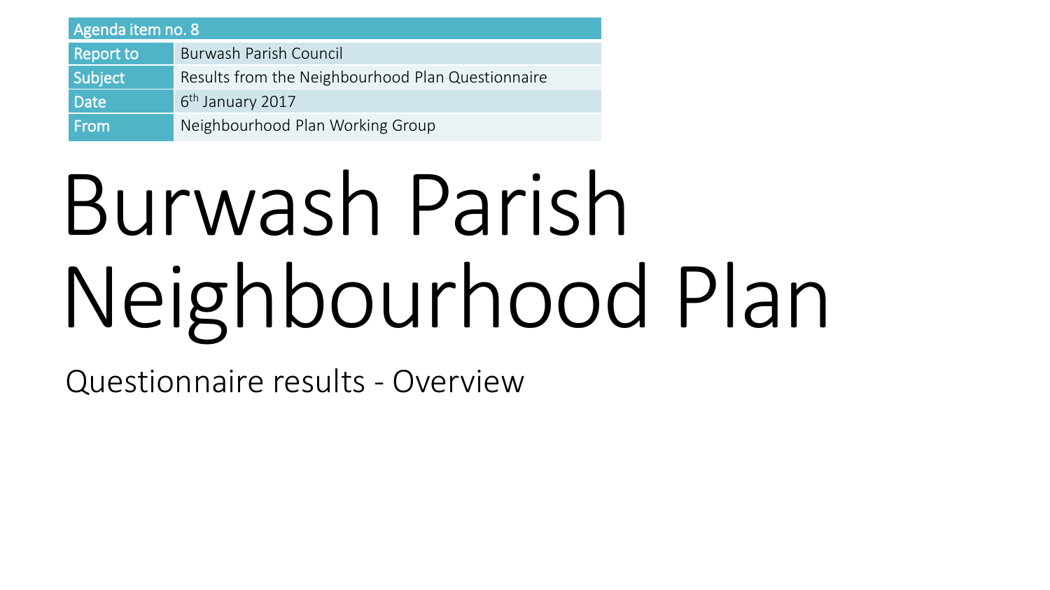| Agenda item no. 8 | |
| --- | --- |
| Report to | Burwash Parish Council |
| Subject | Results from the Neighbourhood Plan Questionnaire |
| Date | 6th January 2017 |
| From | Neighbourhood Plan Working Group |

# Burwash Parish Neighbourhood Plan

## Questionnaire results - Overview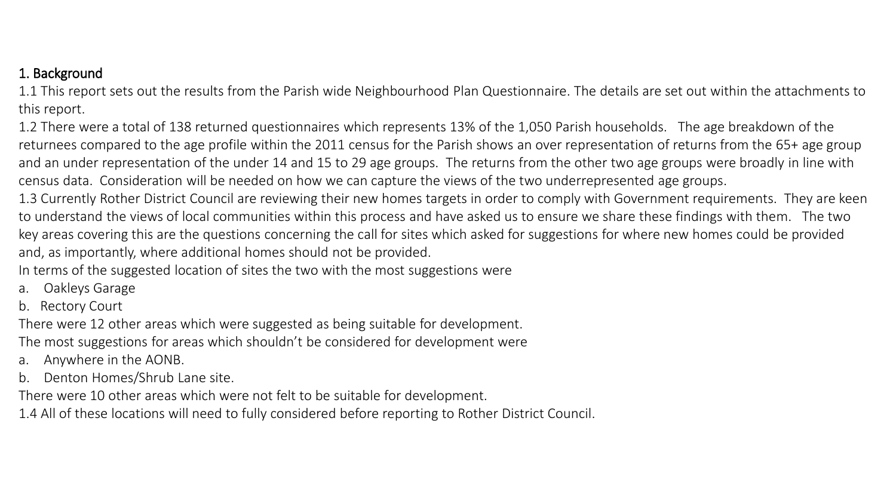## 1. Background

1.1 This report sets out the results from the Parish wide Neighbourhood Plan Questionnaire. The details are set out within the attachments to this report.

1.2 There were a total of 138 returned questionnaires which represents 13% of the 1,050 Parish households. The age breakdown of the returnees compared to the age profile within the 2011 census for the Parish shows an over representation of returns from the 65+ age group and an under representation of the under 14 and 15 to 29 age groups. The returns from the other two age groups were broadly in line with census data. Consideration will be needed on how we can capture the views of the two underrepresented age groups.

1.3 Currently Rother District Council are reviewing their new homes targets in order to comply with Government requirements. They are keen to understand the views of local communities within this process and have asked us to ensure we share these findings with them. The two key areas covering this are the questions concerning the call for sites which asked for suggestions for where new homes could be provided and, as importantly, where additional homes should not be provided.

In terms of the suggested location of sites the two with the most suggestions were

a. Oakleys Garage

b. Rectory Court

There were 12 other areas which were suggested as being suitable for development.

The most suggestions for areas which shouldn't be considered for development were

a. Anywhere in the AONB.

b. Denton Homes/Shrub Lane site.

There were 10 other areas which were not felt to be suitable for development.

1.4 All of these locations will need to fully considered before reporting to Rother District Council.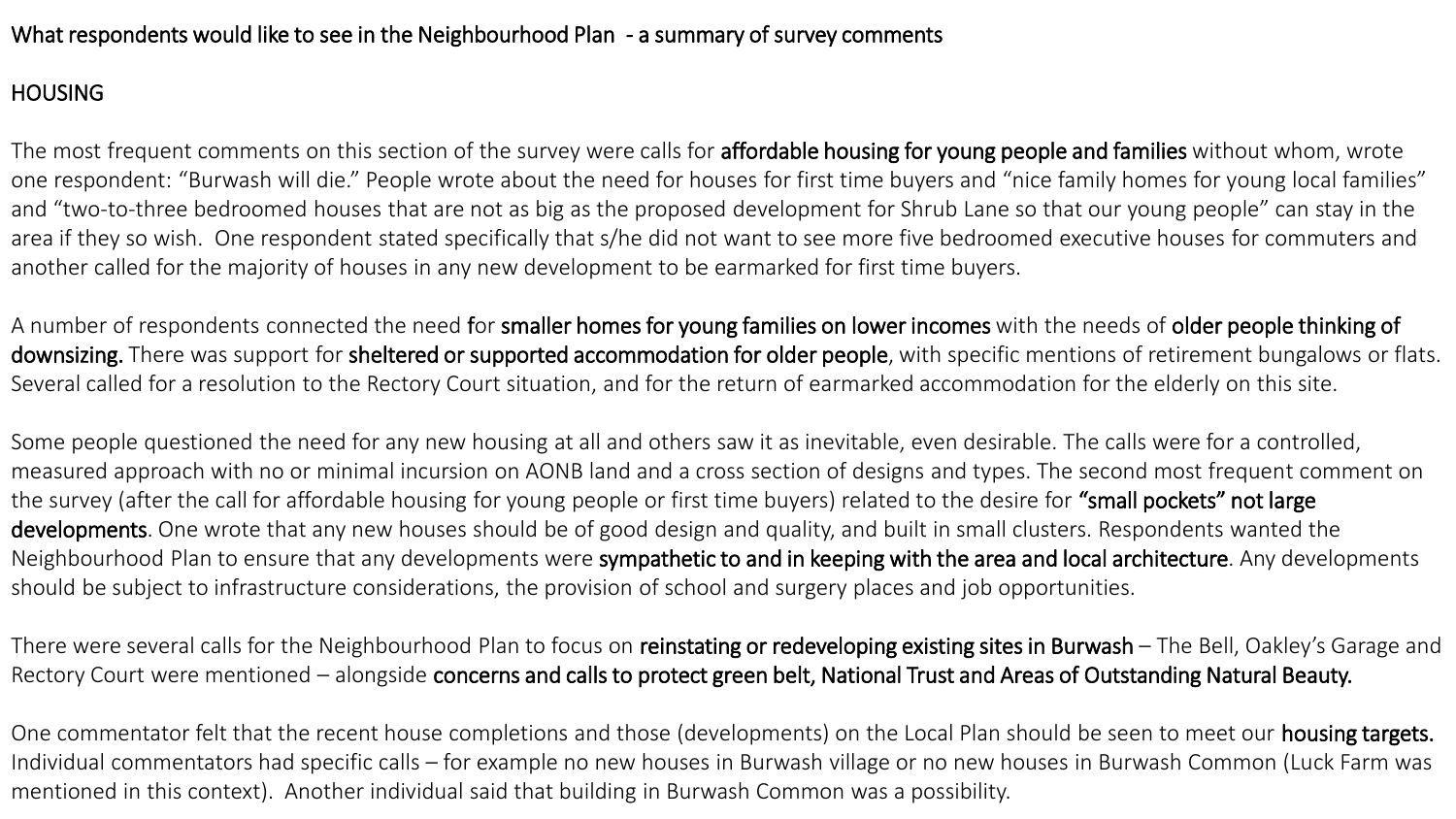What respondents would like to see in the Neighbourhood Plan - a summary of survey comments

## HOUSING

The most frequent comments on this section of the survey were calls for **affordable housing for young people and families** without whom, wrote one respondent: "Burwash will die." People wrote about the need for houses for first time buyers and "nice family homes for young local families" and "two-to-three bedroomed houses that are not as big as the proposed development for Shrub Lane so that our young people" can stay in the area if they so wish. One respondent stated specifically that s/he did not want to see more five bedroomed executive houses for commuters and another called for the majority of houses in any new development to be earmarked for first time buyers.

A number of respondents connected the need for **smaller homes for young families on lower incomes** with the needs of **older people thinking of downsizing.** There was support for **sheltered or supported accommodation for older people**, with specific mentions of retirement bungalows or flats. Several called for a resolution to the Rectory Court situation, and for the return of earmarked accommodation for the elderly on this site.

Some people questioned the need for any new housing at all and others saw it as inevitable, even desirable. The calls were for a controlled, measured approach with no or minimal incursion on AONB land and a cross section of designs and types. The second most frequent comment on the survey (after the call for affordable housing for young people or first time buyers) related to the desire for **"small pockets" not large developments**. One wrote that any new houses should be of good design and quality, and built in small clusters. Respondents wanted the Neighbourhood Plan to ensure that any developments were **sympathetic to and in keeping with the area and local architecture**. Any developments should be subject to infrastructure considerations, the provision of school and surgery places and job opportunities.

There were several calls for the Neighbourhood Plan to focus on **reinstating or redeveloping existing sites in Burwash** – The Bell, Oakley's Garage and Rectory Court were mentioned – alongside **concerns and calls to protect green belt, National Trust and Areas of Outstanding Natural Beauty.**

One commentator felt that the recent house completions and those (developments) on the Local Plan should be seen to meet our **housing targets.** Individual commentators had specific calls – for example no new houses in Burwash village or no new houses in Burwash Common (Luck Farm was mentioned in this context). Another individual said that building in Burwash Common was a possibility.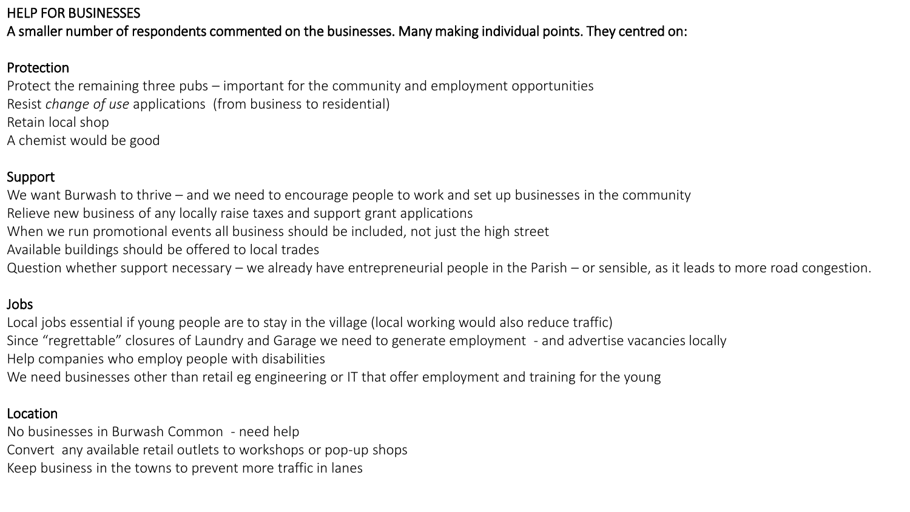# HELP FOR BUSINESSES

A smaller number of respondents commented on the businesses. Many making individual points. They centred on:

## Protection

Protect the remaining three pubs – important for the community and employment opportunities
Resist *change of use* applications (from business to residential)
Retain local shop
A chemist would be good

## Support

We want Burwash to thrive – and we need to encourage people to work and set up businesses in the community
Relieve new business of any locally raise taxes and support grant applications
When we run promotional events all business should be included, not just the high street
Available buildings should be offered to local trades
Question whether support necessary – we already have entrepreneurial people in the Parish – or sensible, as it leads to more road congestion.

## Jobs

Local jobs essential if young people are to stay in the village (local working would also reduce traffic)
Since "regrettable" closures of Laundry and Garage we need to generate employment - and advertise vacancies locally
Help companies who employ people with disabilities
We need businesses other than retail eg engineering or IT that offer employment and training for the young

## Location

No businesses in Burwash Common - need help
Convert any available retail outlets to workshops or pop-up shops
Keep business in the towns to prevent more traffic in lanes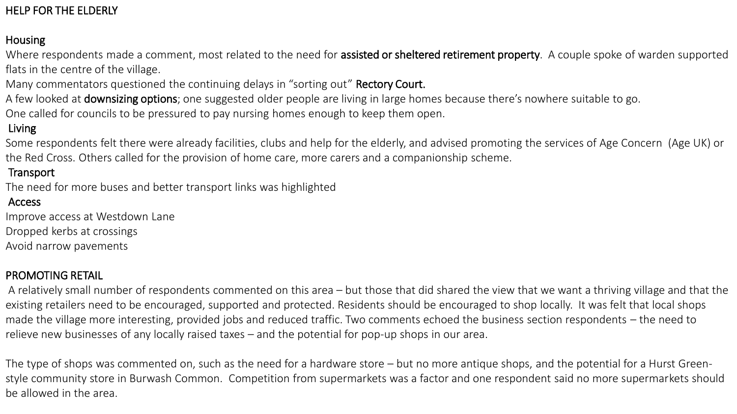# HELP FOR THE ELDERLY

## Housing

Where respondents made a comment, most related to the need for **assisted or sheltered retirement property**. A couple spoke of warden supported flats in the centre of the village.

Many commentators questioned the continuing delays in "sorting out" **Rectory Court.**

A few looked at **downsizing options**; one suggested older people are living in large homes because there's nowhere suitable to go.

One called for councils to be pressured to pay nursing homes enough to keep them open.

## Living

Some respondents felt there were already facilities, clubs and help for the elderly, and advised promoting the services of Age Concern (Age UK) or the Red Cross. Others called for the provision of home care, more carers and a companionship scheme.

## Transport

The need for more buses and better transport links was highlighted

## Access

Improve access at Westdown Lane

Dropped kerbs at crossings

Avoid narrow pavements

# PROMOTING RETAIL

A relatively small number of respondents commented on this area – but those that did shared the view that we want a thriving village and that the existing retailers need to be encouraged, supported and protected. Residents should be encouraged to shop locally. It was felt that local shops made the village more interesting, provided jobs and reduced traffic. Two comments echoed the business section respondents – the need to relieve new businesses of any locally raised taxes – and the potential for pop-up shops in our area.

The type of shops was commented on, such as the need for a hardware store – but no more antique shops, and the potential for a Hurst Green-style community store in Burwash Common. Competition from supermarkets was a factor and one respondent said no more supermarkets should be allowed in the area.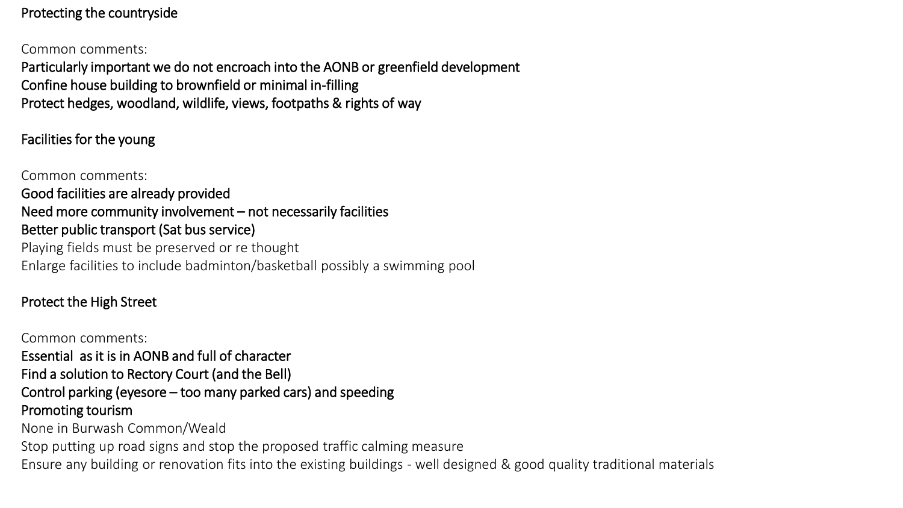## Protecting the countryside

Common comments:

Particularly important we do not encroach into the AONB or greenfield development
Confine house building to brownfield or minimal in-filling
Protect hedges, woodland, wildlife, views, footpaths & rights of way

## Facilities for the young

Common comments:

Good facilities are already provided
Need more community involvement – not necessarily facilities
Better public transport (Sat bus service)
Playing fields must be preserved or re thought
Enlarge facilities to include badminton/basketball possibly a swimming pool

## Protect the High Street

Common comments:

Essential as it is in AONB and full of character
Find a solution to Rectory Court (and the Bell)
Control parking (eyesore – too many parked cars) and speeding
Promoting tourism
None in Burwash Common/Weald
Stop putting up road signs and stop the proposed traffic calming measure
Ensure any building or renovation fits into the existing buildings - well designed & good quality traditional materials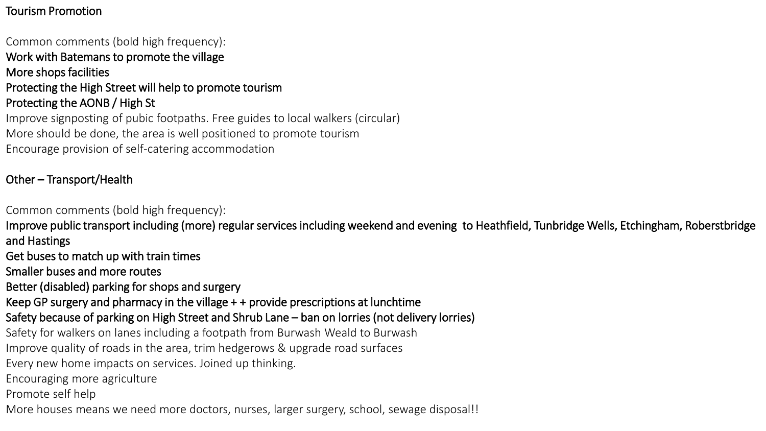## Tourism Promotion

Common comments (bold high frequency):

**Work with Batemans to promote the village**
**More shops facilities**
**Protecting the High Street will help to promote tourism**
**Protecting the AONB / High St**
Improve signposting of pubic footpaths. Free guides to local walkers (circular)
More should be done, the area is well positioned to promote tourism
Encourage provision of self-catering accommodation

## Other – Transport/Health

Common comments (bold high frequency):

**Improve public transport including (more) regular services including weekend and evening to Heathfield, Tunbridge Wells, Etchingham, Roberstbridge and Hastings**
**Get buses to match up with train times**
**Smaller buses and more routes**
**Better (disabled) parking for shops and surgery**
**Keep GP surgery and pharmacy in the village + + provide prescriptions at lunchtime**
**Safety because of parking on High Street and Shrub Lane – ban on lorries (not delivery lorries)**
Safety for walkers on lanes including a footpath from Burwash Weald to Burwash
Improve quality of roads in the area, trim hedgerows & upgrade road surfaces
Every new home impacts on services. Joined up thinking.
Encouraging more agriculture
Promote self help
More houses means we need more doctors, nurses, larger surgery, school, sewage disposal!!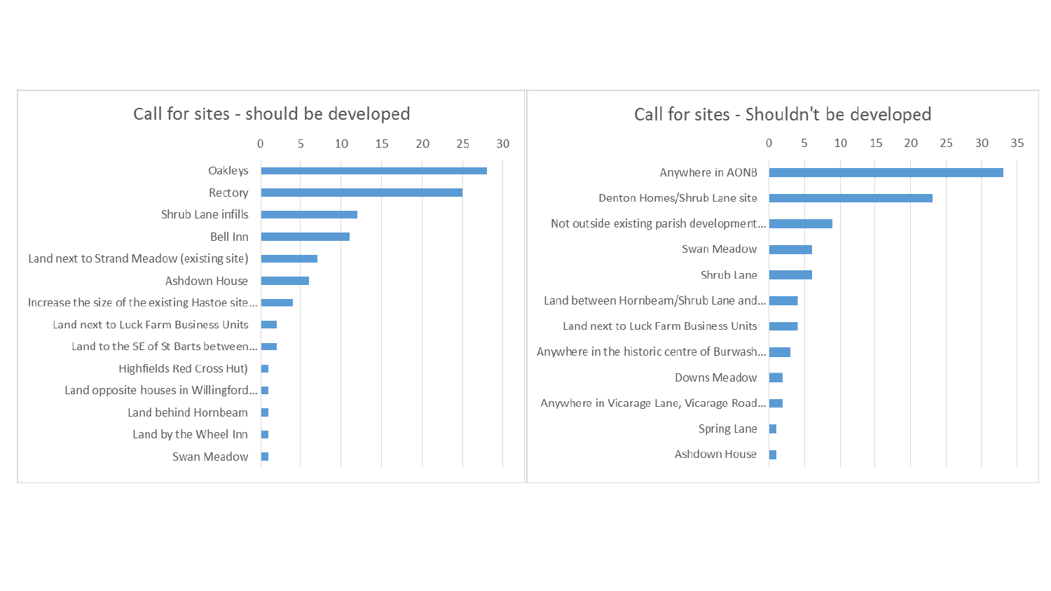## Call for sites - should be developed

| Site | Count |
|---|---|
| Oakleys | 28 |
| Rectory | 25 |
| Shrub Lane infills | 12 |
| Bell Inn | 11 |
| Land next to Strand Meadow (existing site) | 7 |
| Ashdown House | 6 |
| Increase the size of the existing Hastoe site… | 4 |
| Land next to Luck Farm Business Units | 2 |
| Land to the SE of St Barts between… | 2 |
| Highfields Red Cross Hut) | 1 |
| Land opposite houses in Willingford… | 1 |
| Land behind Hornbeam | 1 |
| Land by the Wheel Inn | 1 |
| Swan Meadow | 1 |

## Call for sites - Shouldn't be developed

| Site | Count |
|---|---|
| Anywhere in AONB | 33 |
| Denton Homes/Shrub Lane site | 23 |
| Not outside existing parish development… | 9 |
| Swan Meadow | 6 |
| Shrub Lane | 6 |
| Land between Hornbeam/Shrub Lane and… | 4 |
| Land next to Luck Farm Business Units | 4 |
| Anywhere in the historic centre of Burwash… | 3 |
| Downs Meadow | 2 |
| Anywhere in Vicarage Lane, Vicarage Road… | 2 |
| Spring Lane | 1 |
| Ashdown House | 1 |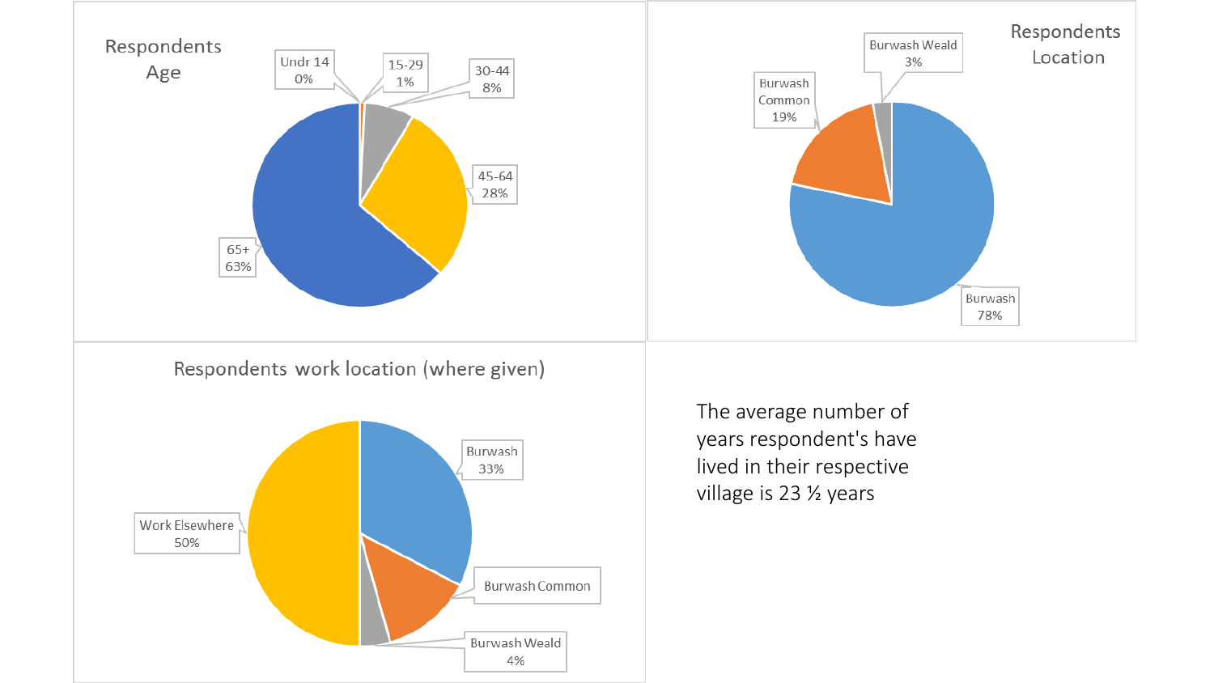## Respondents Age

- Undr 14: 0%
- 15-29: 1%
- 30-44: 8%
- 45-64: 28%
- 65+: 63%

## Respondents Location

- Burwash: 78%
- Burwash Common: 19%
- Burwash Weald: 3%

## Respondents work location (where given)

- Burwash: 33%
- Burwash Common
- Burwash Weald: 4%
- Work Elsewhere: 50%

The average number of years respondent's have lived in their respective village is 23 ½ years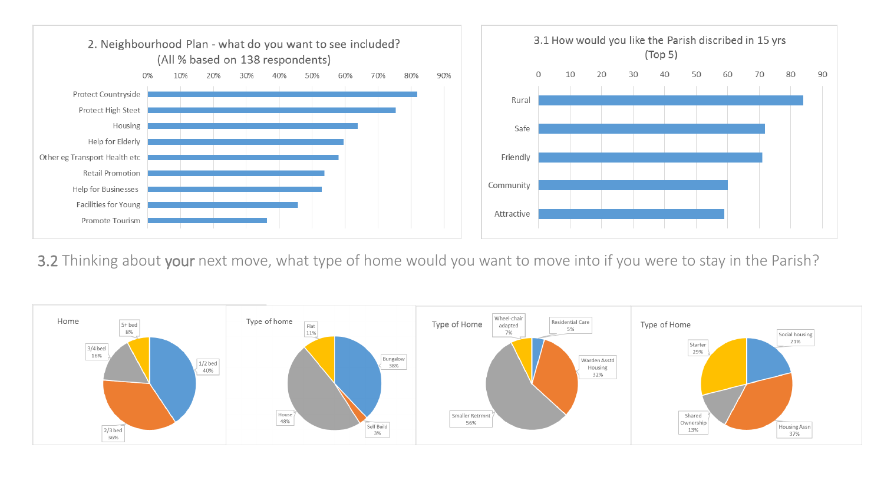## 2. Neighbourhood Plan - what do you want to see included?
(All % based on 138 respondents)

| Item | % |
|---|---|
| Protect Countryside | ~82% |
| Protect High Steet | ~75% |
| Housing | ~64% |
| Help for Elderly | ~60% |
| Other eg Transport Health etc | ~58% |
| Retail Promotion | ~54% |
| Help for Businesses | ~53% |
| Facilities for Young | ~46% |
| Promote Tourism | ~36% |

## 3.1 How would you like the Parish discribed in 15 yrs
(Top 5)

| Description | Count |
|---|---|
| Rural | ~84 |
| Safe | ~72 |
| Friendly | ~71 |
| Community | ~60 |
| Attractive | ~59 |

## 3.2 Thinking about **your** next move, what type of home would you want to move into if you were to stay in the Parish?

**Home**

| Home | % |
|---|---|
| 1/2 bed | 40% |
| 2/3 bed | 36% |
| 3/4 bed | 16% |
| 5+ bed | 8% |

**Type of home**

| Type of home | % |
|---|---|
| Bungalow | 38% |
| Self Build | 3% |
| House | 48% |
| Flat | 11% |

**Type of Home**

| Type of Home | % |
|---|---|
| Residential Care | 5% |
| Warden Asstd Housing | 32% |
| Smaller Retrmnt | 56% |
| Wheel-chair adapted | 7% |

**Type of Home**

| Type of Home | % |
|---|---|
| Social housing | 21% |
| Housing Assn | 37% |
| Shared Ownership | 13% |
| Starter | 29% |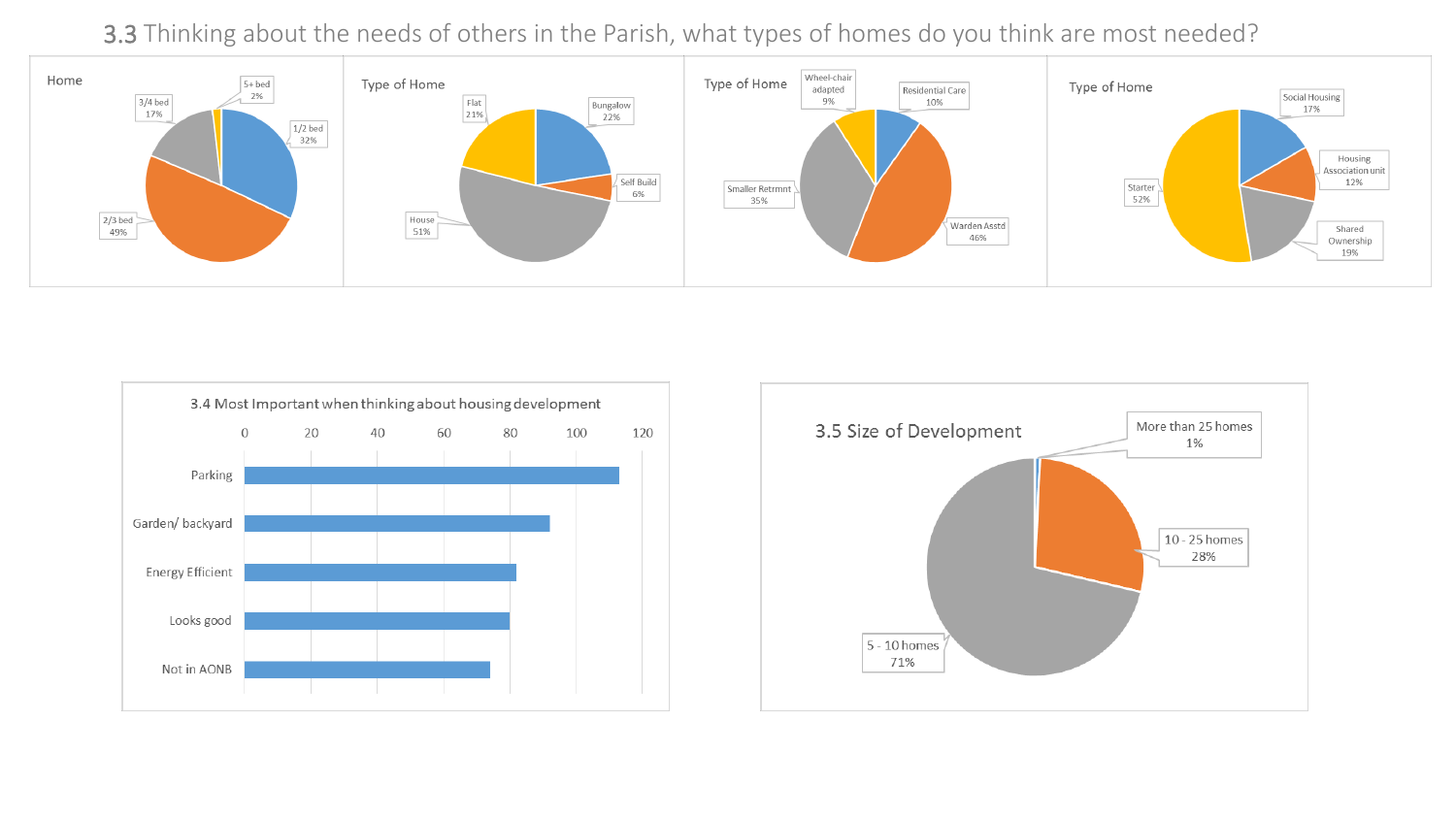## 3.3 Thinking about the needs of others in the Parish, what types of homes do you think are most needed?

**Home**

| Home | % |
|---|---|
| 1/2 bed | 32% |
| 2/3 bed | 49% |
| 3/4 bed | 17% |
| 5+ bed | 2% |

**Type of Home**

| Type of Home | % |
|---|---|
| Bungalow | 22% |
| Self Build | 6% |
| House | 51% |
| Flat | 21% |

**Type of Home**

| Type of Home | % |
|---|---|
| Residential Care | 10% |
| Warden Asstd | 46% |
| Smaller Retrmnt | 35% |
| Wheel-chair adapted | 9% |

**Type of Home**

| Type of Home | % |
|---|---|
| Social Housing | 17% |
| Housing Association unit | 12% |
| Shared Ownership | 19% |
| Starter | 52% |

**3.4 Most Important when thinking about housing development**

| Factor | Approx. count |
|---|---|
| Parking | 113 |
| Garden/ backyard | 92 |
| Energy Efficient | 82 |
| Looks good | 80 |
| Not in AONB | 74 |

**3.5 Size of Development**

| Size | % |
|---|---|
| More than 25 homes | 1% |
| 10 - 25 homes | 28% |
| 5 - 10 homes | 71% |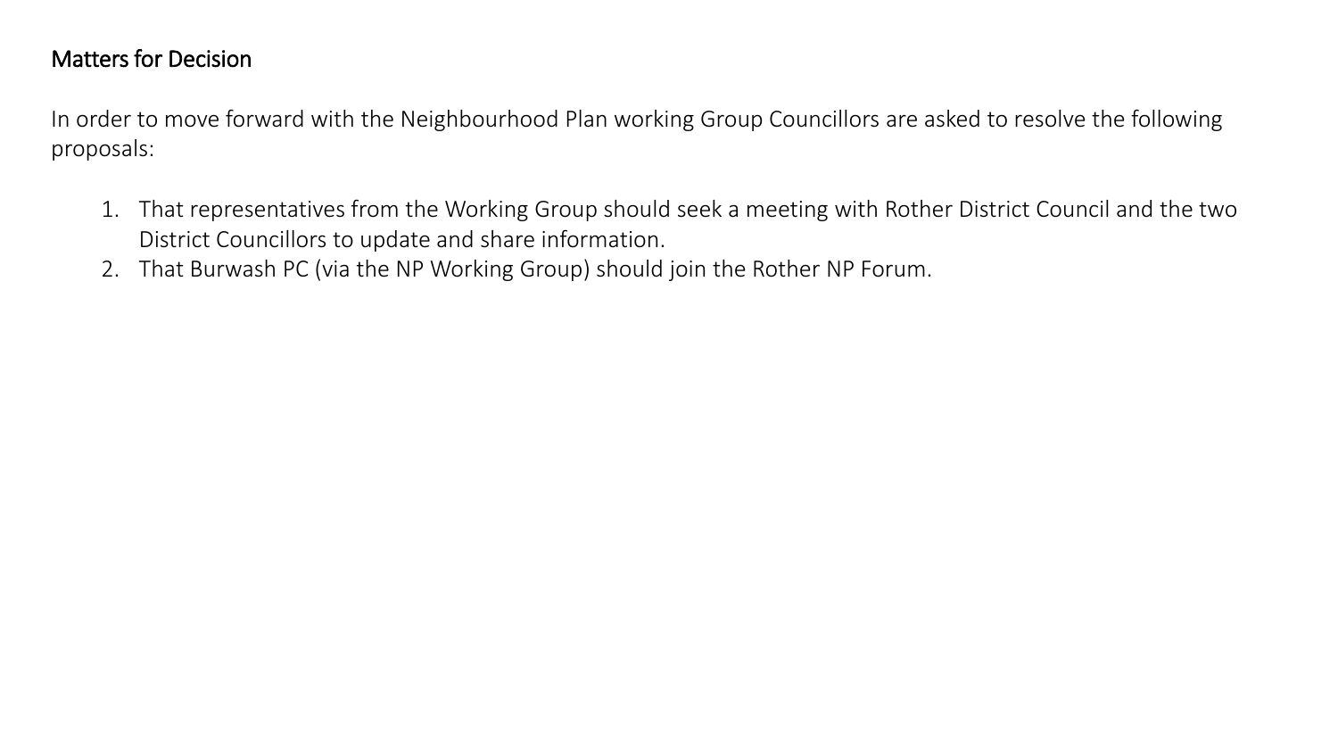## Matters for Decision

In order to move forward with the Neighbourhood Plan working Group Councillors are asked to resolve the following proposals:

1. That representatives from the Working Group should seek a meeting with Rother District Council and the two District Councillors to update and share information.
2. That Burwash PC (via the NP Working Group) should join the Rother NP Forum.